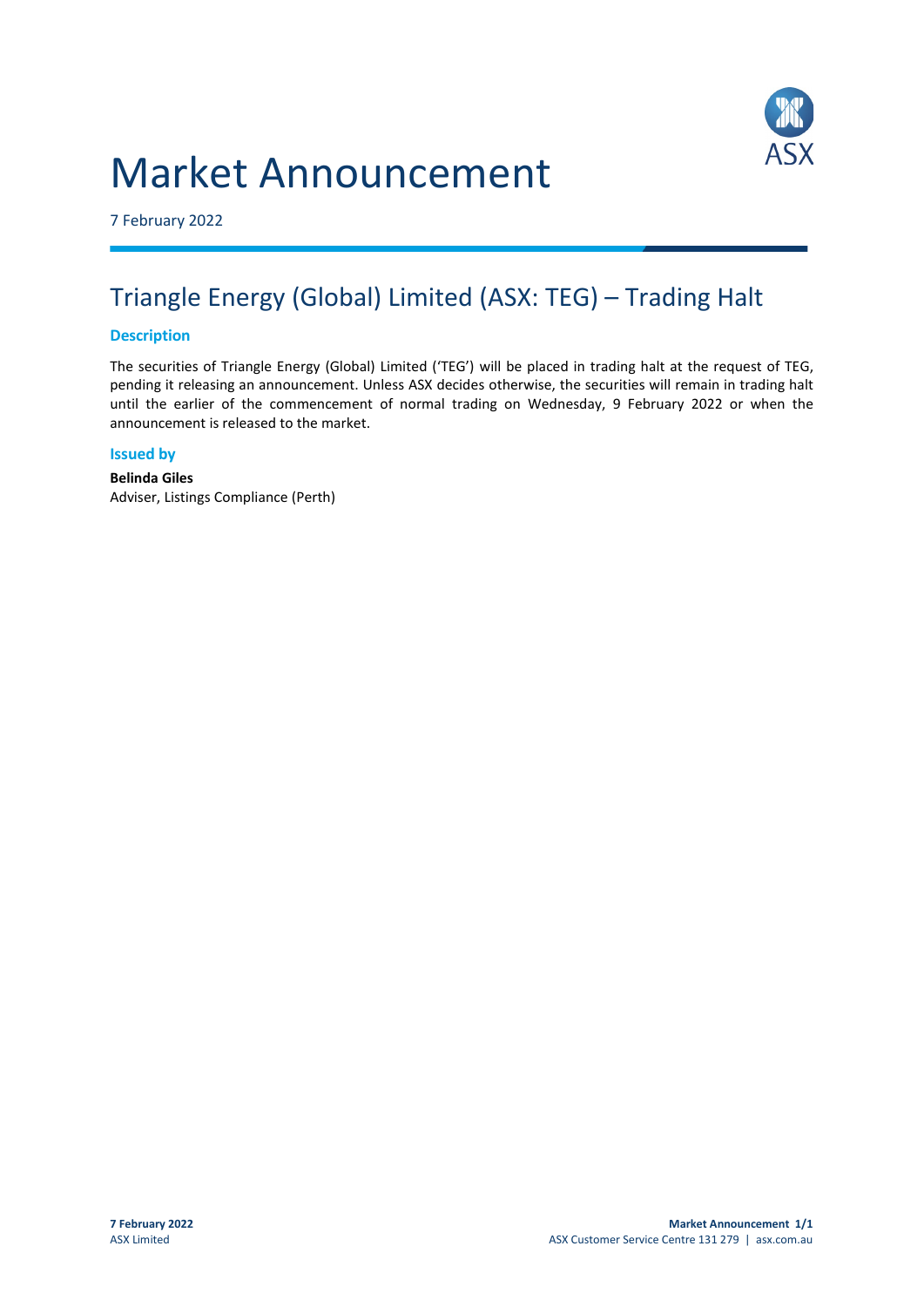# Market Announcement

7 February 2022

## Triangle Energy (Global) Limited (ASX: TEG) – Trading Halt

### Description

The securities of Triangle Energy (Global) Limited ('TEG') will be placed in trading halt at the request of TEG, pending it releasing an announcement. Unless ASX decides otherwise, the securities will remain in trading halt until the earlier of the commencement of normal trading on Wednesday, 9 February 2022 or when the announcement is released to the market.

### Issued by

**Belinda Giles**
Adviser, Listings Compliance (Perth)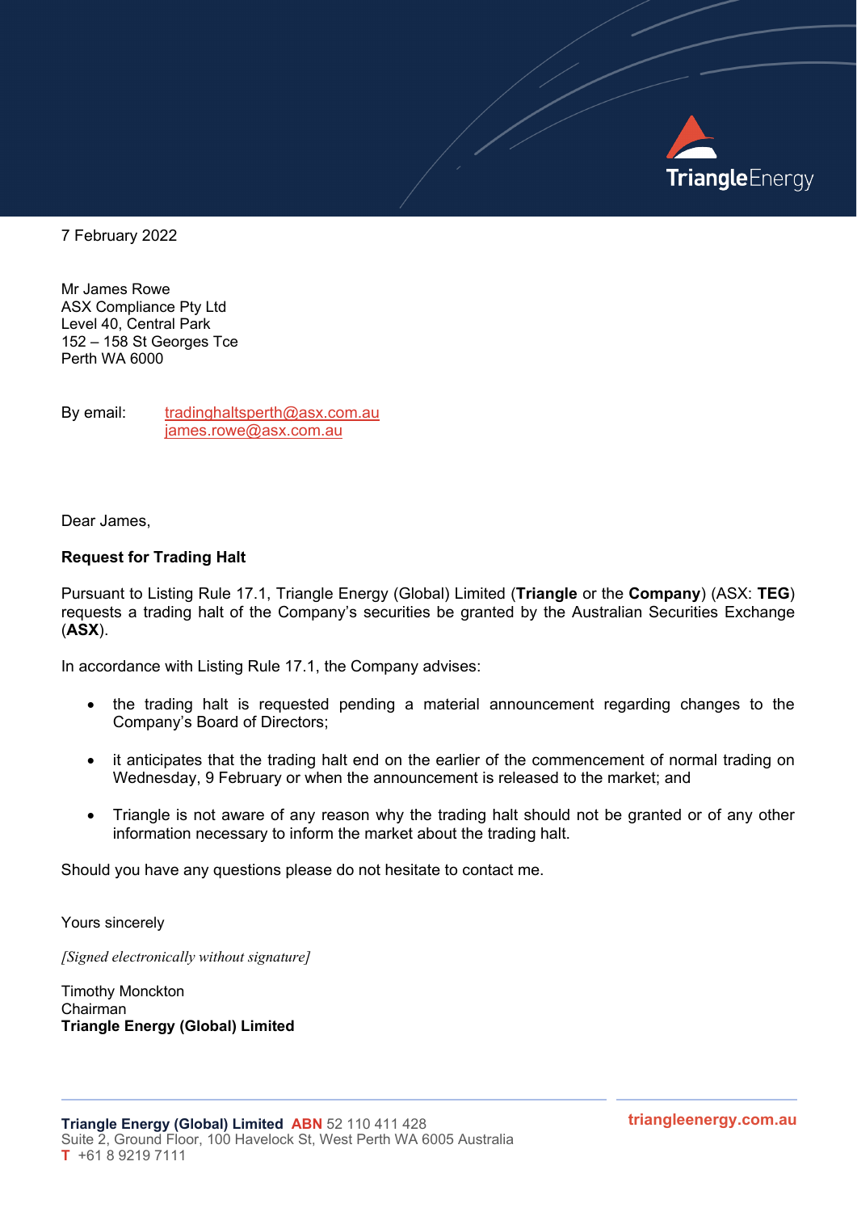7 February 2022

Mr James Rowe
ASX Compliance Pty Ltd
Level 40, Central Park
152 – 158 St Georges Tce
Perth WA 6000

By email: tradinghaltsperth@asx.com.au
james.rowe@asx.com.au

Dear James,

**Request for Trading Halt**

Pursuant to Listing Rule 17.1, Triangle Energy (Global) Limited (**Triangle** or the **Company**) (ASX: **TEG**) requests a trading halt of the Company's securities be granted by the Australian Securities Exchange (**ASX**).

In accordance with Listing Rule 17.1, the Company advises:

- the trading halt is requested pending a material announcement regarding changes to the Company's Board of Directors;
- it anticipates that the trading halt end on the earlier of the commencement of normal trading on Wednesday, 9 February or when the announcement is released to the market; and
- Triangle is not aware of any reason why the trading halt should not be granted or of any other information necessary to inform the market about the trading halt.

Should you have any questions please do not hesitate to contact me.

Yours sincerely

*[Signed electronically without signature]*

Timothy Monckton
Chairman
**Triangle Energy (Global) Limited**

**Triangle Energy (Global) Limited** **ABN** 52 110 411 428
Suite 2, Ground Floor, 100 Havelock St, West Perth WA 6005 Australia
**T** +61 8 9219 7111

**triangleenergy.com.au**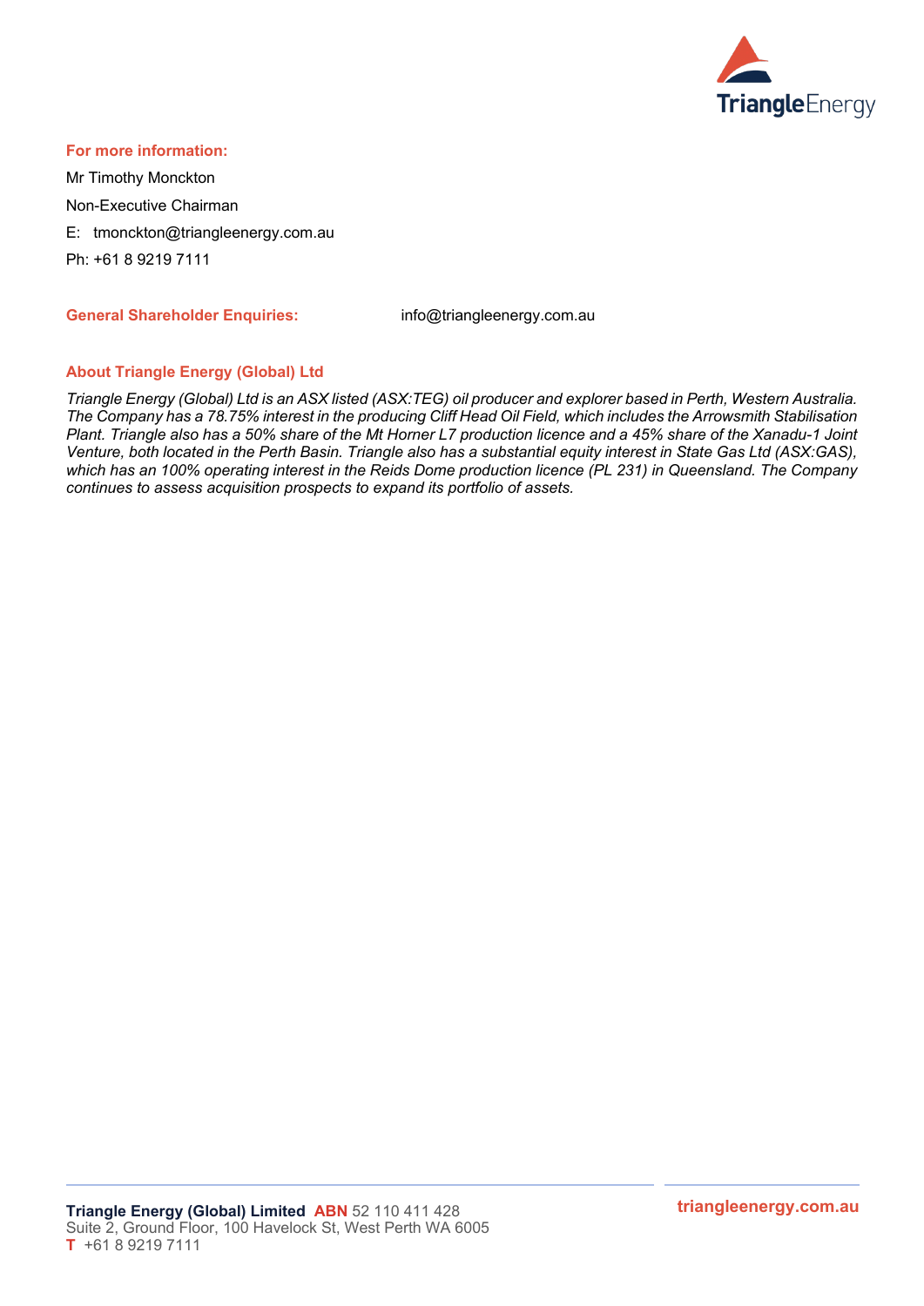**For more information:**

Mr Timothy Monckton

Non-Executive Chairman

E: tmonckton@triangleenergy.com.au

Ph: +61 8 9219 7111

**General Shareholder Enquiries:** info@triangleenergy.com.au

**About Triangle Energy (Global) Ltd**

*Triangle Energy (Global) Ltd is an ASX listed (ASX:TEG) oil producer and explorer based in Perth, Western Australia. The Company has a 78.75% interest in the producing Cliff Head Oil Field, which includes the Arrowsmith Stabilisation Plant. Triangle also has a 50% share of the Mt Horner L7 production licence and a 45% share of the Xanadu-1 Joint Venture, both located in the Perth Basin. Triangle also has a substantial equity interest in State Gas Ltd (ASX:GAS), which has an 100% operating interest in the Reids Dome production licence (PL 231) in Queensland. The Company continues to assess acquisition prospects to expand its portfolio of assets.*